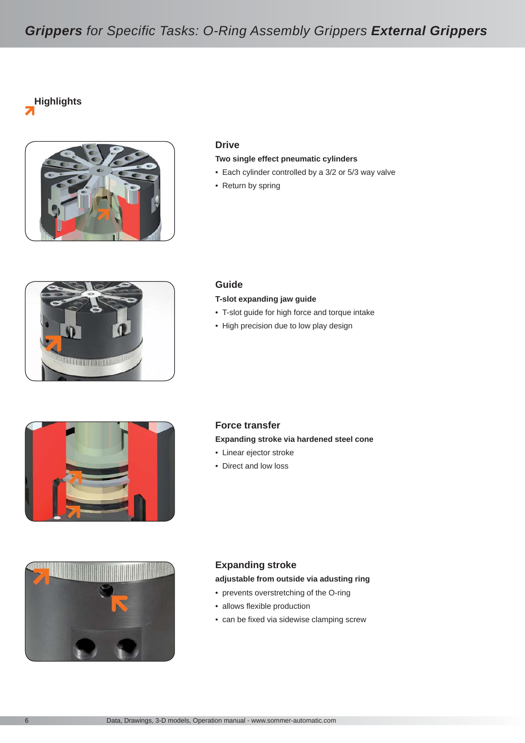# Grippers for Specific Tasks: O-Ring Assembly Grippers External Grippers

## Highlights

### Drive

**Two single effect pneumatic cylinders**

- Each cylinder controlled by a 3/2 or 5/3 way valve
- Return by spring

### Guide

**T-slot expanding jaw guide**

- T-slot guide for high force and torque intake
- High precision due to low play design

### Force transfer

**Expanding stroke via hardened steel cone**

- Linear ejector stroke
- Direct and low loss

### Expanding stroke

**adjustable from outside via adusting ring**

- prevents overstretching of the O-ring
- allows flexible production
- can be fixed via sidewise clamping screw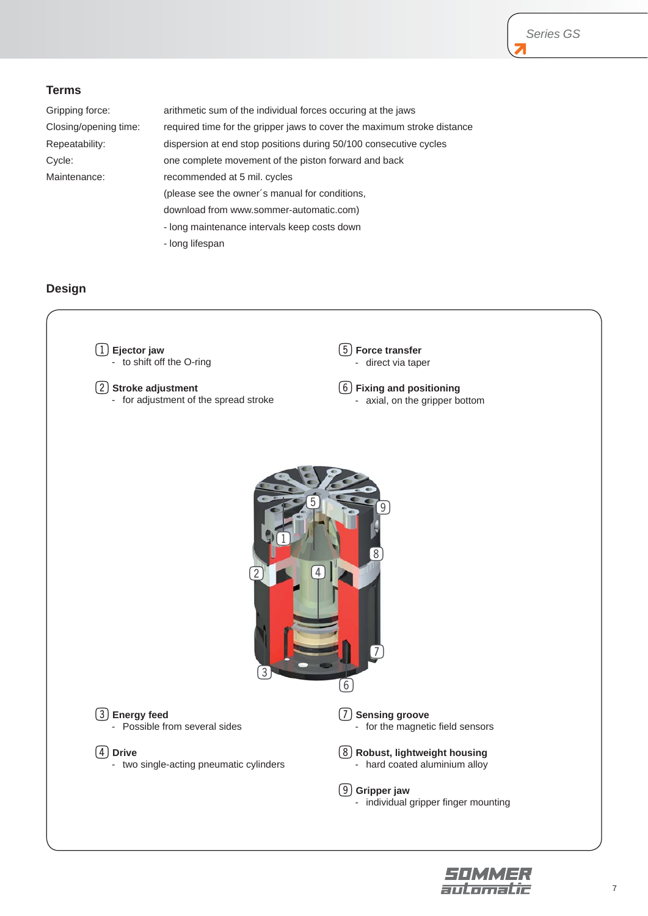## Terms

| | |
|---|---|
| Gripping force: | arithmetic sum of the individual forces occuring at the jaws |
| Closing/opening time: | required time for the gripper jaws to cover the maximum stroke distance |
| Repeatability: | dispersion at end stop positions during 50/100 consecutive cycles |
| Cycle: | one complete movement of the piston forward and back |
| Maintenance: | recommended at 5 mil. cycles (please see the owner´s manual for conditions, download from www.sommer-automatic.com)<br>- long maintenance intervals keep costs down<br>- long lifespan |

## Design

1. **Ejector jaw**
   - to shift off the O-ring
2. **Stroke adjustment**
   - for adjustment of the spread stroke
3. **Energy feed**
   - Possible from several sides
4. **Drive**
   - two single-acting pneumatic cylinders
5. **Force transfer**
   - direct via taper
6. **Fixing and positioning**
   - axial, on the gripper bottom
7. **Sensing groove**
   - for the magnetic field sensors
8. **Robust, lightweight housing**
   - hard coated aluminium alloy
9. **Gripper jaw**
   - individual gripper finger mounting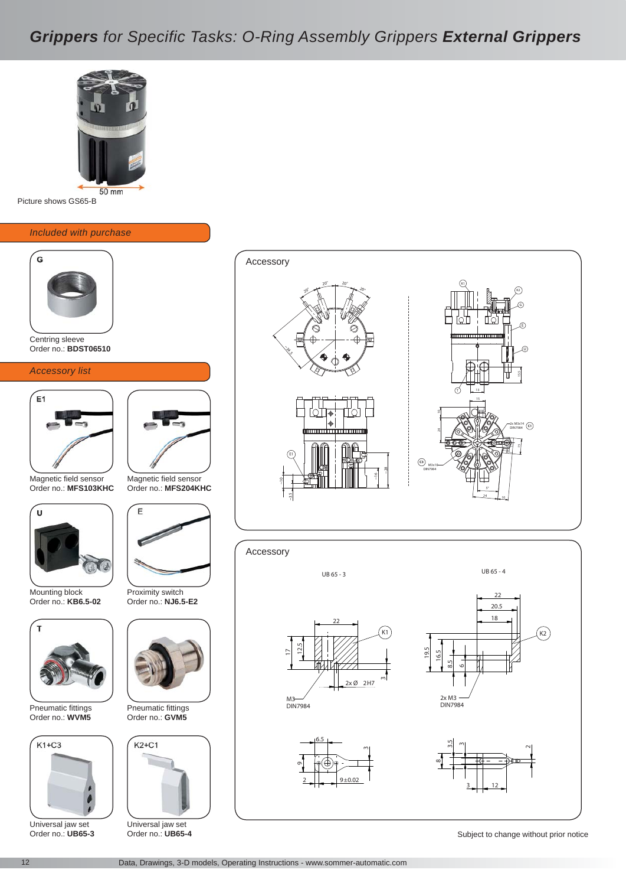# *Grippers* *for Specific Tasks: O-Ring Assembly Grippers* **External Grippers**

Picture shows GS65-B

## *Included with purchase*

**G**

Centring sleeve
Order no.: **BDST06510**

## *Accessory list*

**E1**

Magnetic field sensor
Order no.: **MFS103KHC**

Magnetic field sensor
Order no.: **MFS204KHC**

**U**

Mounting block
Order no.: **KB6.5-02**

**E**

Proximity switch
Order no.: **NJ6.5-E2**

**T**

Pneumatic fittings
Order no.: **WVM5**

Pneumatic fittings
Order no.: **GVM5**

**K1+C3**

Universal jaw set
Order no.: **UB65-3**

**K2+C1**

Universal jaw set
Order no.: **UB65-4**

Accessory

Accessory

UB 65 - 3

UB 65 - 4

Subject to change without prior notice

Data, Drawings, 3-D models, Operating Instructions - www.sommer-automatic.com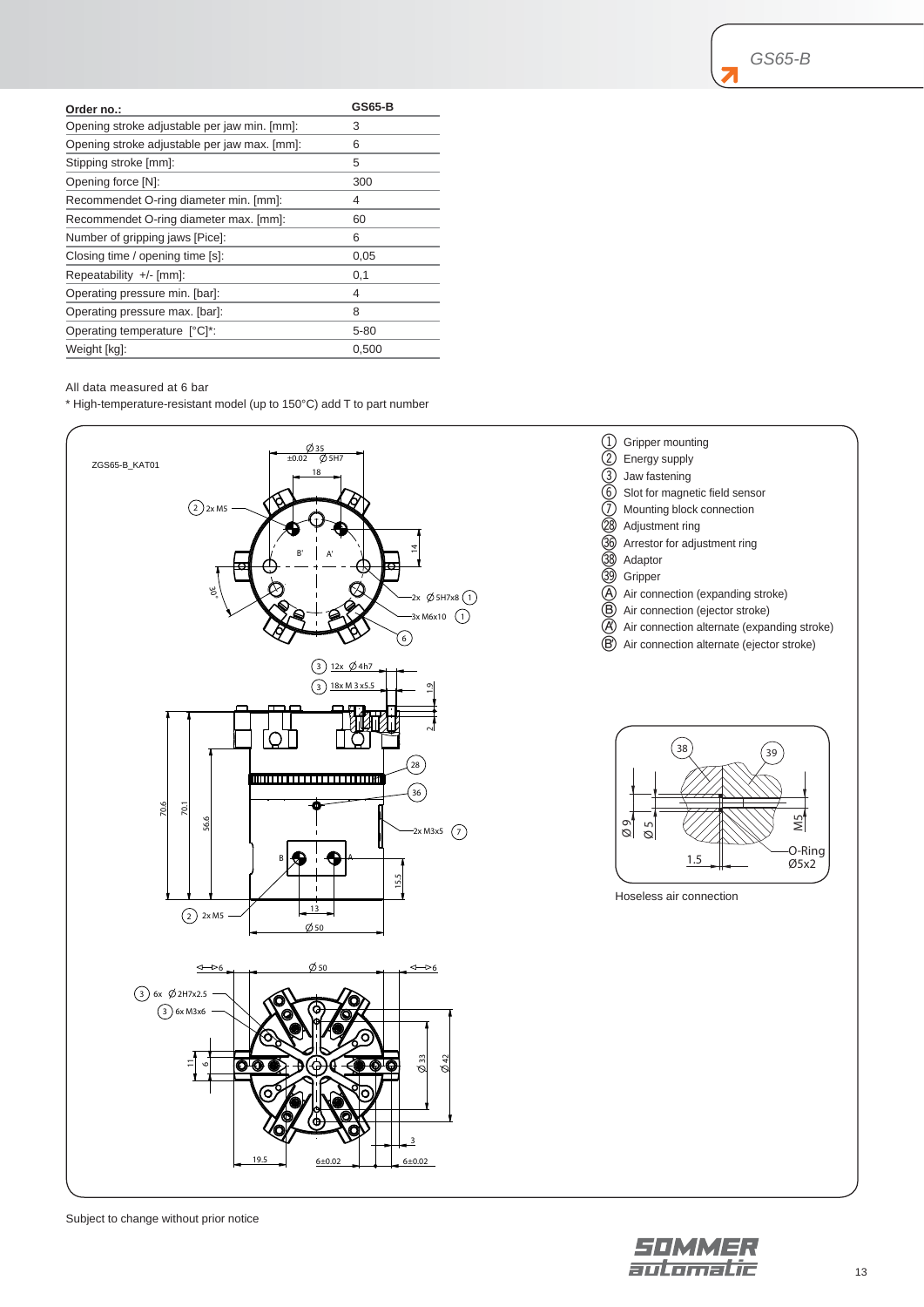# GS65-B

| Order no.: | GS65-B |
|---|---|
| Opening stroke adjustable per jaw min. [mm]: | 3 |
| Opening stroke adjustable per jaw max. [mm]: | 6 |
| Stipping stroke [mm]: | 5 |
| Opening force [N]: | 300 |
| Recommendet O-ring diameter min. [mm]: | 4 |
| Recommendet O-ring diameter max. [mm]: | 60 |
| Number of gripping jaws [Pice]: | 6 |
| Closing time / opening time [s]: | 0,05 |
| Repeatability +/- [mm]: | 0,1 |
| Operating pressure min. [bar]: | 4 |
| Operating pressure max. [bar]: | 8 |
| Operating temperature [°C]*: | 5-80 |
| Weight [kg]: | 0,500 |

All data measured at 6 bar

* High-temperature-resistant model (up to 150°C) add T to part number

ZGS65-B_KAT01

1. Gripper mounting
2. Energy supply
3. Jaw fastening
6. Slot for magnetic field sensor
7. Mounting block connection
28. Adjustment ring
36. Arrestor for adjustment ring
38. Adaptor
39. Gripper

- (A) Air connection (expanding stroke)
- (B) Air connection (ejector stroke)
- (A') Air connection alternate (expanding stroke)
- (B') Air connection alternate (ejector stroke)

Hoseless air connection

Subject to change without notice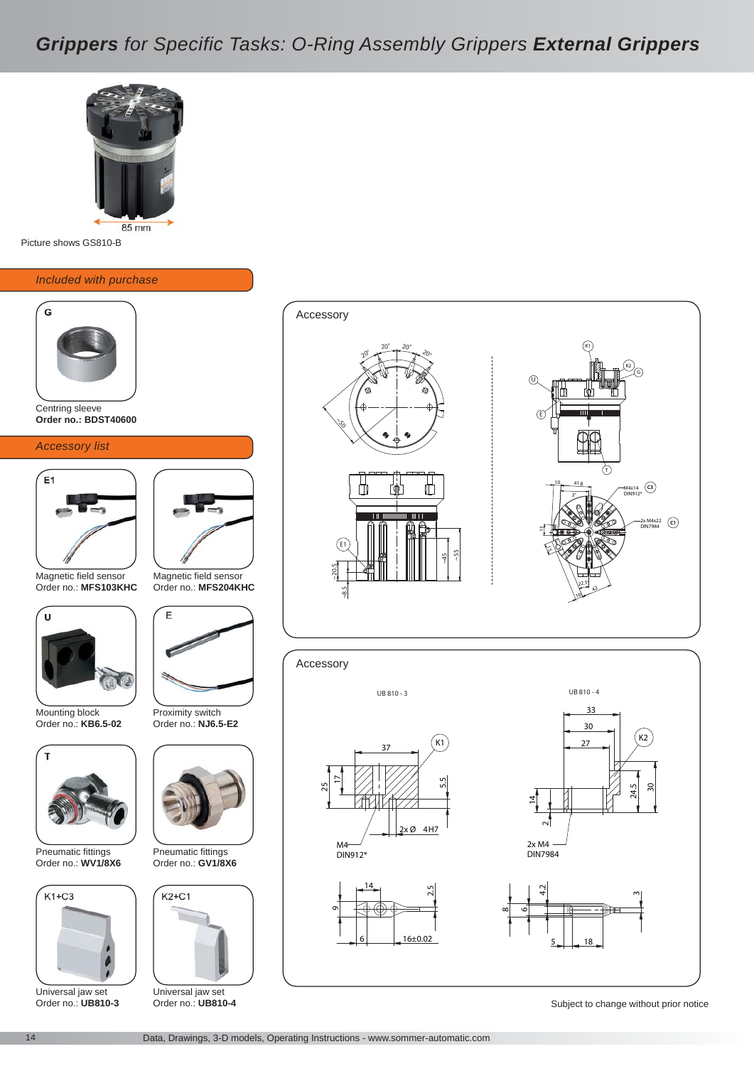# *Grippers for Specific Tasks: O-Ring Assembly Grippers* External Grippers

85 mm

Picture shows GS810-B

## *Included with purchase*

G

Centring sleeve
**Order no.: BDST40600**

## *Accessory list*

E1

Magnetic field sensor
Order no.: **MFS103KHC**

Magnetic field sensor
Order no.: **MFS204KHC**

U

Mounting block
Order no.: **KB6.5-02**

E

Proximity switch
Order no.: **NJ6.5-E2**

T

Pneumatic fittings
Order no.: **WV1/8X6**

Pneumatic fittings
Order no.: **GV1/8X6**

K1+C3

Universal jaw set
Order no.: **UB810-3**

K2+C1

Universal jaw set
Order no.: **UB810-4**

### Accessory

20° 20° 20° 20° ~50

K1 K2 G U E T

E1 ~20.5 ~8.5 45 ~55

10 41.8 3° M4x14 DIN912* C3 2x M4x22 DIN7984 C1 22.5° 42 10

### Accessory

UB 810 - 3

37 K1 25 17 5.5 2x Ø 4H7 M4 DIN912*

14 9 2.5 6 16±0.02

UB 810 - 4

33 30 27 K2 14 2 24.5 30 2x M4 DIN7984

8 6 4.2 3 5 18

Subject to change without prior notice

Data, Drawings, 3-D models, Operating Instructions - www.sommer-automatic.com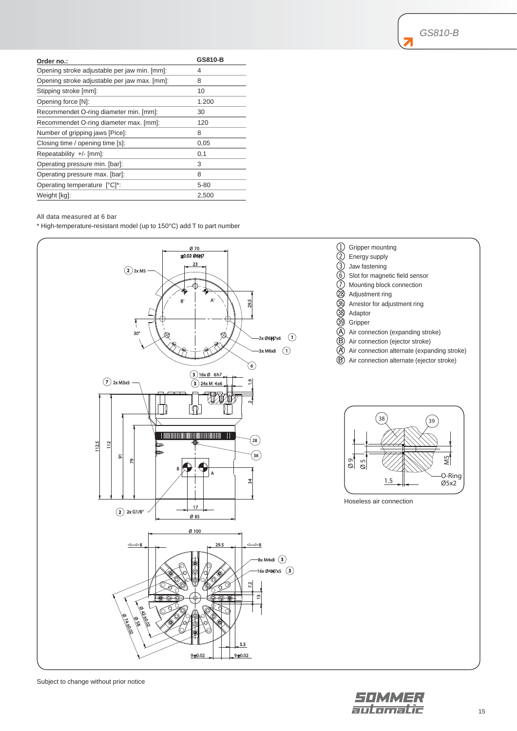| Order no.: | GS810-B |
|---|---|
| Opening stroke adjustable per jaw min. [mm]: | 4 |
| Opening stroke adjustable per jaw max. [mm]: | 8 |
| Stipping stroke [mm]: | 10 |
| Opening force [N]: | 1.200 |
| Recommendet O-ring diameter min. [mm]: | 30 |
| Recommendet O-ring diameter max. [mm]: | 120 |
| Number of gripping jaws [Pice]: | 8 |
| Closing time / opening time [s]: | 0,05 |
| Repeatability +/- [mm]: | 0,1 |
| Operating pressure min. [bar]: | 3 |
| Operating pressure max. [bar]: | 8 |
| Operating temperature [°C]*: | 5-80 |
| Weight [kg]: | 2,500 |

All data measured at 6 bar

* High-temperature-resistant model (up to 150°C) add T to part number

1. Gripper mounting
2. Energy supply
3. Jaw fastening
6. Slot for magnetic field sensor
7. Mounting block connection
28. Adjustment ring
36. Arrestor for adjustment ring
38. Adaptor
39. Gripper

- A Air connection (expanding stroke)
- B Air connection (ejector stroke)
- A' Air connection alternate (expanding stroke)
- B' Air connection alternate (ejector stroke)

Hoseless air connection

Subject to change without prior notice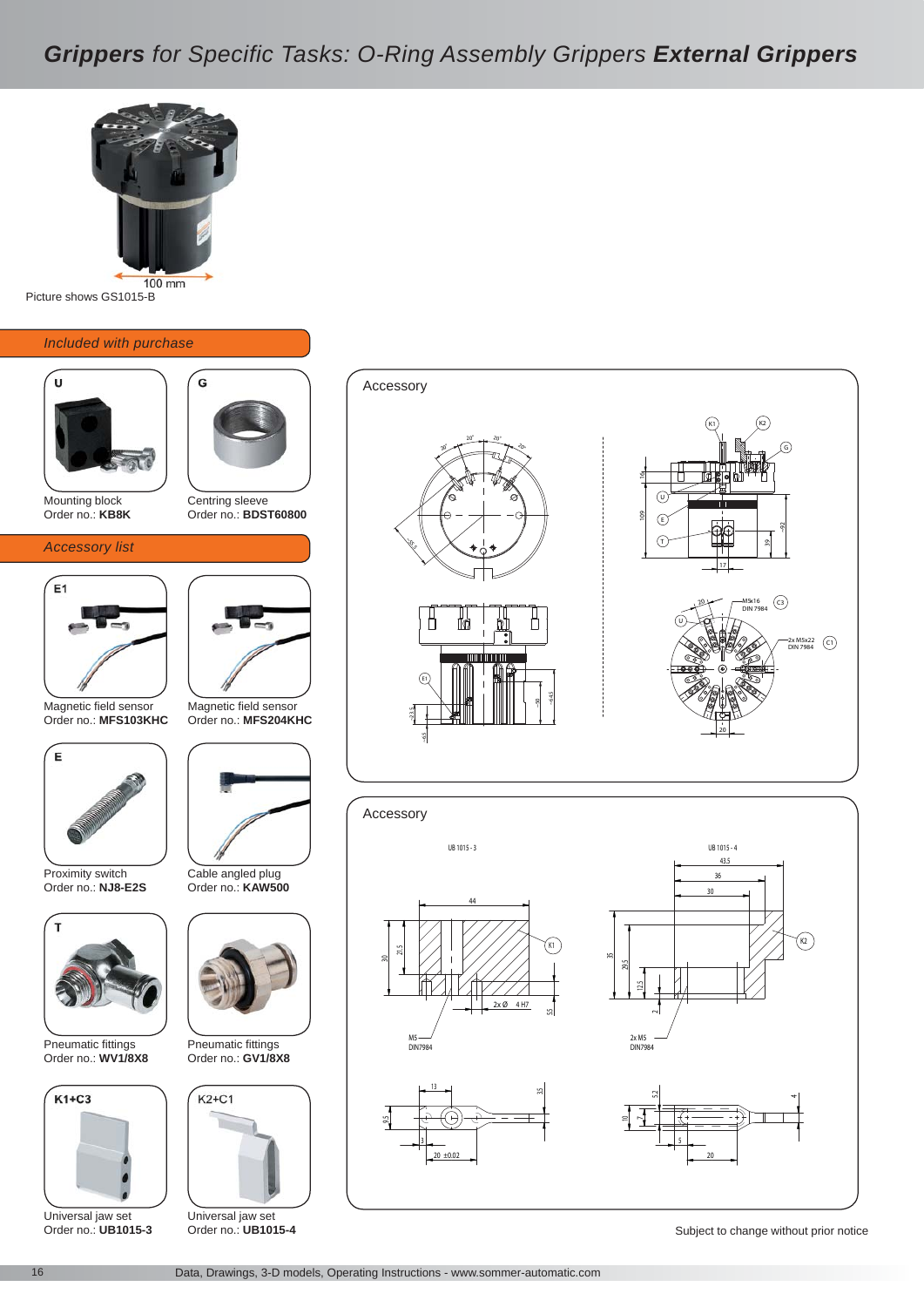# *Grippers for Specific Tasks: O-Ring Assembly Grippers* **External Grippers**

100 mm

Picture shows GS1015-B

## *Included with purchase*

**U**

Mounting block
Order no.: **KB8K**

**G**

Centring sleeve
Order no.: **BDST60800**

## *Accessory list*

**E1**

Magnetic field sensor
Order no.: **MFS103KHC**

Magnetic field sensor
Order no.: **MFS204KHC**

**E**

Proximity switch
Order no.: **NJ8-E2S**

Cable angled plug
Order no.: **KAW500**

**T**

Pneumatic fittings
Order no.: **WV1/8X8**

Pneumatic fittings
Order no.: **GV1/8X8**

**K1+C3**

Universal jaw set
Order no.: **UB1015-3**

**K2+C1**

Universal jaw set
Order no.: **UB1015-4**

## Accessory

## Accessory

UB 1015 - 3

UB 1015 - 4

Subject to change without prior notice

Data, Drawings, 3-D models, Operating Instructions - www.sommer-automatic.com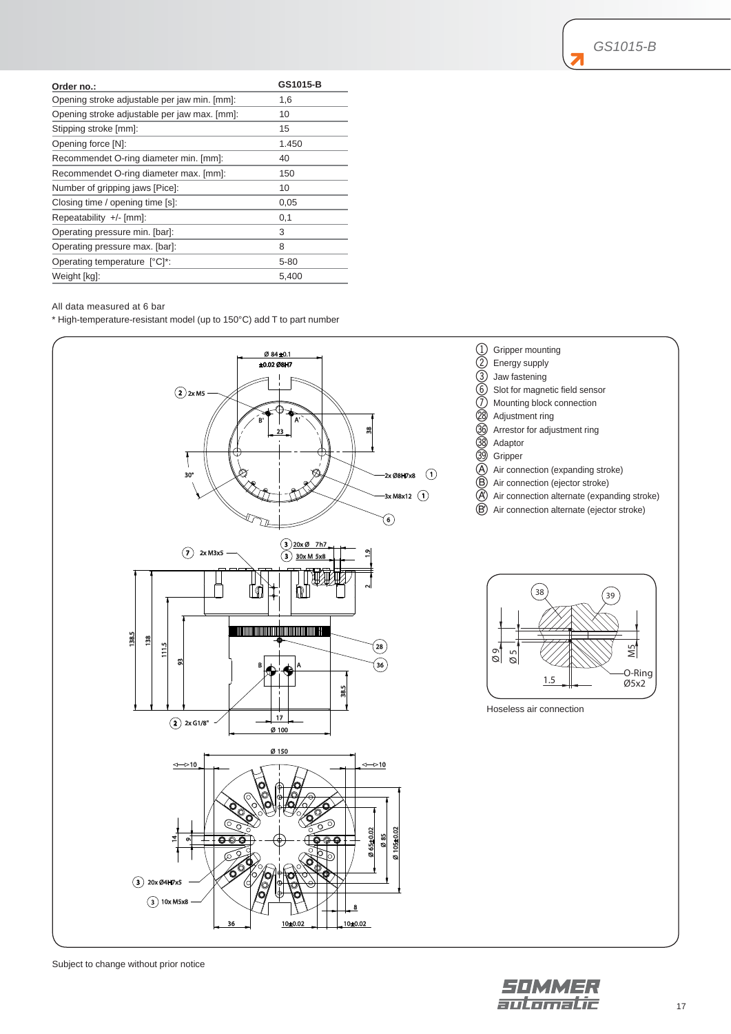| Order no.: | GS1015-B |
| --- | --- |
| Opening stroke adjustable per jaw min. [mm]: | 1,6 |
| Opening stroke adjustable per jaw max. [mm]: | 10 |
| Stipping stroke [mm]: | 15 |
| Opening force [N]: | 1.450 |
| Recommendet O-ring diameter min. [mm]: | 40 |
| Recommendet O-ring diameter max. [mm]: | 150 |
| Number of gripping jaws [Pice]: | 10 |
| Closing time / opening time [s]: | 0,05 |
| Repeatability +/- [mm]: | 0,1 |
| Operating pressure min. [bar]: | 3 |
| Operating pressure max. [bar]: | 8 |
| Operating temperature [°C]*: | 5-80 |
| Weight [kg]: | 5,400 |

All data measured at 6 bar

* High-temperature-resistant model (up to 150°C) add T to part number

1 Gripper mounting
2 Energy supply
3 Jaw fastening
6 Slot for magnetic field sensor
7 Mounting block connection
28 Adjustment ring
36 Arrestor for adjustment ring
38 Adaptor
39 Gripper
A Air connection (expanding stroke)
B Air connection (ejector stroke)
A' Air connection alternate (expanding stroke)
B' Air connection alternate (ejector stroke)

Ø 84±0.1
±0.02 Ø8H7
2x M5
23
38
30°
2x Ø8H7x8
3x M8x12
20x Ø 7h7
30x M 5x8
2x M3x5
1.9
2
138.5
138
111.5
93
38.5
17
Ø 100
2x G1/8"
Ø 150
10
10
14
9
Ø 65±0.02
Ø 85
Ø 105±0.02
20x Ø4H7x5
10x M5x8
8
36
10±0.02
10±0.02

Ø 9
Ø 5
1.5
M5
O-Ring
Ø5x2

Hoseless air connection

Subject to change without notice